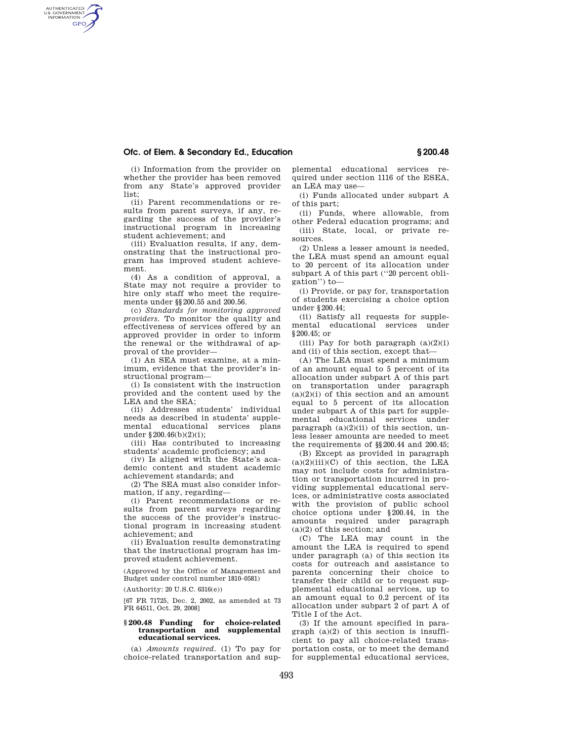(i) Information from the provider on whether the provider has been removed from any State's approved provider list;

(ii) Parent recommendations or results from parent surveys, if any, regarding the success of the provider's instructional program in increasing student achievement; and

(iii) Evaluation results, if any, demonstrating that the instructional program has improved student achievement.

(4) As a condition of approval, a State may not require a provider to hire only staff who meet the requirements under §§200.55 and 200.56.

(c) *Standards for monitoring approved providers.* To monitor the quality and effectiveness of services offered by an approved provider in order to inform the renewal or the withdrawal of approval of the provider—

(1) An SEA must examine, at a minimum, evidence that the provider's instructional program—

(i) Is consistent with the instruction provided and the content used by the LEA and the SEA;

(ii) Addresses students' individual needs as described in students' supplemental educational services plans under §200.46(b)(2)(i);

(iii) Has contributed to increasing students' academic proficiency; and

(iv) Is aligned with the State's academic content and student academic achievement standards; and

(2) The SEA must also consider information, if any, regarding—

(i) Parent recommendations or results from parent surveys regarding the success of the provider's instructional program in increasing student achievement; and

(ii) Evaluation results demonstrating that the instructional program has improved student achievement.

(Approved by the Office of Management and Budget under control number 1810–0581)

(Authority: 20 U.S.C. 6316(e))

[67 FR 71725, Dec. 2, 2002, as amended at 73 FR 64511, Oct. 29, 2008]

### §200.48 Funding for choice-related transportation and supplemental educational services.

(a) *Amounts required.* (1) To pay for choice-related transportation and supplemental educational services required under section 1116 of the ESEA, an LEA may use—

(i) Funds allocated under subpart A of this part;

(ii) Funds, where allowable, from other Federal education programs; and

(iii) State, local, or private resources.

(2) Unless a lesser amount is needed, the LEA must spend an amount equal to 20 percent of its allocation under subpart A of this part ("20 percent obligation") to—

(i) Provide, or pay for, transportation of students exercising a choice option under §200.44;

(ii) Satisfy all requests for supplemental educational services under §200.45; or

(iii) Pay for both paragraph (a)(2)(i) and (ii) of this section, except that—

(A) The LEA must spend a minimum of an amount equal to 5 percent of its allocation under subpart A of this part on transportation under paragraph (a)(2)(i) of this section and an amount equal to 5 percent of its allocation under subpart A of this part for supplemental educational services under paragraph (a)(2)(ii) of this section, unless lesser amounts are needed to meet the requirements of §§200.44 and 200.45;

(B) Except as provided in paragraph (a)(2)(iii)(C) of this section, the LEA may not include costs for administration or transportation incurred in providing supplemental educational services, or administrative costs associated with the provision of public school choice options under §200.44, in the amounts required under paragraph (a)(2) of this section; and

(C) The LEA may count in the amount the LEA is required to spend under paragraph (a) of this section its costs for outreach and assistance to parents concerning their choice to transfer their child or to request supplemental educational services, up to an amount equal to 0.2 percent of its allocation under subpart 2 of part A of Title I of the Act.

(3) If the amount specified in paragraph (a)(2) of this section is insufficient to pay all choice-related transportation costs, or to meet the demand for supplemental educational services,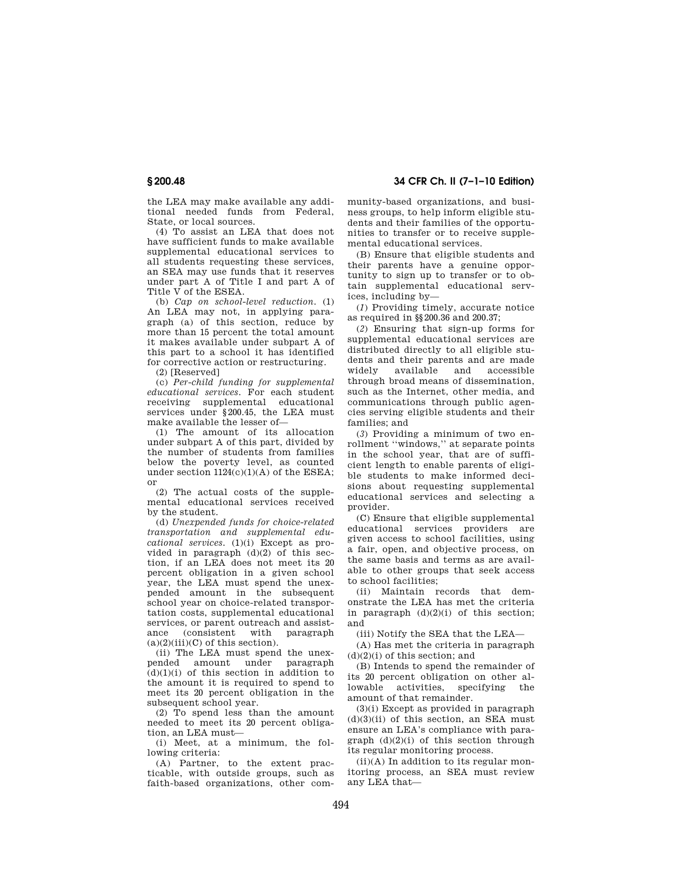the LEA may make available any additional needed funds from Federal, State, or local sources.

(4) To assist an LEA that does not have sufficient funds to make available supplemental educational services to all students requesting these services, an SEA may use funds that it reserves under part A of Title I and part A of Title V of the ESEA.

(b) *Cap on school-level reduction.* (1) An LEA may not, in applying paragraph (a) of this section, reduce by more than 15 percent the total amount it makes available under subpart A of this part to a school it has identified for corrective action or restructuring.

(2) [Reserved]

(c) *Per-child funding for supplemental educational services.* For each student receiving supplemental educational services under §200.45, the LEA must make available the lesser of—

(1) The amount of its allocation under subpart A of this part, divided by the number of students from families below the poverty level, as counted under section 1124(c)(1)(A) of the ESEA; or

(2) The actual costs of the supplemental educational services received by the student.

(d) *Unexpended funds for choice-related transportation and supplemental educational services.* (1)(i) Except as provided in paragraph (d)(2) of this section, if an LEA does not meet its 20 percent obligation in a given school year, the LEA must spend the unexpended amount in the subsequent school year on choice-related transportation costs, supplemental educational services, or parent outreach and assistance (consistent with paragraph (a)(2)(iii)(C) of this section).

(ii) The LEA must spend the unexpended amount under paragraph (d)(1)(i) of this section in addition to the amount it is required to spend to meet its 20 percent obligation in the subsequent school year.

(2) To spend less than the amount needed to meet its 20 percent obligation, an LEA must—

(i) Meet, at a minimum, the following criteria:

(A) Partner, to the extent practicable, with outside groups, such as faith-based organizations, other community-based organizations, and business groups, to help inform eligible students and their families of the opportunities to transfer or to receive supplemental educational services.

(B) Ensure that eligible students and their parents have a genuine opportunity to sign up to transfer or to obtain supplemental educational services, including by—

(*1*) Providing timely, accurate notice as required in §§200.36 and 200.37;

(*2*) Ensuring that sign-up forms for supplemental educational services are distributed directly to all eligible students and their parents and are made widely available and accessible through broad means of dissemination, such as the Internet, other media, and communications through public agencies serving eligible students and their families; and

(*3*) Providing a minimum of two enrollment "windows," at separate points in the school year, that are of sufficient length to enable parents of eligible students to make informed decisions about requesting supplemental educational services and selecting a provider.

(C) Ensure that eligible supplemental educational services providers are given access to school facilities, using a fair, open, and objective process, on the same basis and terms as are available to other groups that seek access to school facilities;

(ii) Maintain records that demonstrate the LEA has met the criteria in paragraph (d)(2)(i) of this section; and

(iii) Notify the SEA that the LEA—

(A) Has met the criteria in paragraph (d)(2)(i) of this section; and

(B) Intends to spend the remainder of its 20 percent obligation on other allowable activities, specifying the amount of that remainder.

(3)(i) Except as provided in paragraph (d)(3)(ii) of this section, an SEA must ensure an LEA's compliance with paragraph (d)(2)(i) of this section through its regular monitoring process.

(ii)(A) In addition to its regular monitoring process, an SEA must review any LEA that—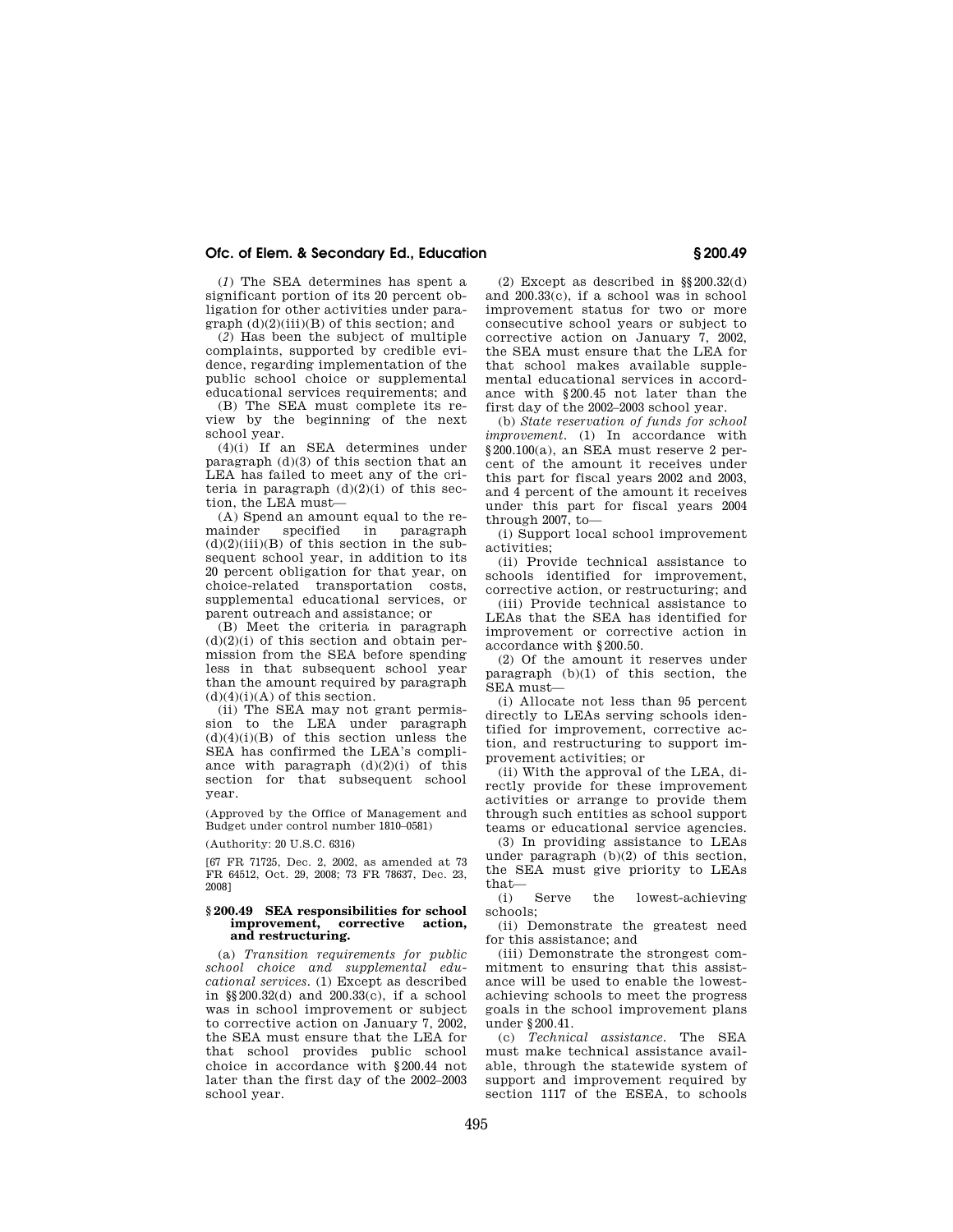(*1*) The SEA determines has spent a significant portion of its 20 percent obligation for other activities under paragraph (d)(2)(iii)(B) of this section; and

(*2*) Has been the subject of multiple complaints, supported by credible evidence, regarding implementation of the public school choice or supplemental educational services requirements; and

(B) The SEA must complete its review by the beginning of the next school year.

(4)(i) If an SEA determines under paragraph (d)(3) of this section that an LEA has failed to meet any of the criteria in paragraph (d)(2)(i) of this section, the LEA must—

(A) Spend an amount equal to the remainder specified in paragraph (d)(2)(iii)(B) of this section in the subsequent school year, in addition to its 20 percent obligation for that year, on choice-related transportation costs, supplemental educational services, or parent outreach and assistance; or

(B) Meet the criteria in paragraph (d)(2)(i) of this section and obtain permission from the SEA before spending less in that subsequent school year than the amount required by paragraph (d)(4)(i)(A) of this section.

(ii) The SEA may not grant permission to the LEA under paragraph (d)(4)(i)(B) of this section unless the SEA has confirmed the LEA's compliance with paragraph (d)(2)(i) of this section for that subsequent school year.

(Approved by the Office of Management and Budget under control number 1810–0581)

(Authority: 20 U.S.C. 6316)

[67 FR 71725, Dec. 2, 2002, as amended at 73 FR 64512, Oct. 29, 2008; 73 FR 78637, Dec. 23, 2008]

### § 200.49 SEA responsibilities for school improvement, corrective action, and restructuring.

(a) *Transition requirements for public school choice and supplemental educational services.* (1) Except as described in §§ 200.32(d) and 200.33(c), if a school was in school improvement or subject to corrective action on January 7, 2002, the SEA must ensure that the LEA for that school provides public school choice in accordance with § 200.44 not later than the first day of the 2002–2003 school year.

(2) Except as described in §§ 200.32(d) and 200.33(c), if a school was in school improvement status for two or more consecutive school years or subject to corrective action on January 7, 2002, the SEA must ensure that the LEA for that school makes available supplemental educational services in accordance with § 200.45 not later than the first day of the 2002–2003 school year.

(b) *State reservation of funds for school improvement.* (1) In accordance with § 200.100(a), an SEA must reserve 2 percent of the amount it receives under this part for fiscal years 2002 and 2003, and 4 percent of the amount it receives under this part for fiscal years 2004 through 2007, to—

(i) Support local school improvement activities;

(ii) Provide technical assistance to schools identified for improvement, corrective action, or restructuring; and

(iii) Provide technical assistance to LEAs that the SEA has identified for improvement or corrective action in accordance with § 200.50.

(2) Of the amount it reserves under paragraph (b)(1) of this section, the SEA must—

(i) Allocate not less than 95 percent directly to LEAs serving schools identified for improvement, corrective action, and restructuring to support improvement activities; or

(ii) With the approval of the LEA, directly provide for these improvement activities or arrange to provide them through such entities as school support teams or educational service agencies.

(3) In providing assistance to LEAs under paragraph (b)(2) of this section, the SEA must give priority to LEAs that—

(i) Serve the lowest-achieving schools;

(ii) Demonstrate the greatest need for this assistance; and

(iii) Demonstrate the strongest commitment to ensuring that this assistance will be used to enable the lowest-achieving schools to meet the progress goals in the school improvement plans under § 200.41.

(c) *Technical assistance.* The SEA must make technical assistance available, through the statewide system of support and improvement required by section 1117 of the ESEA, to schools